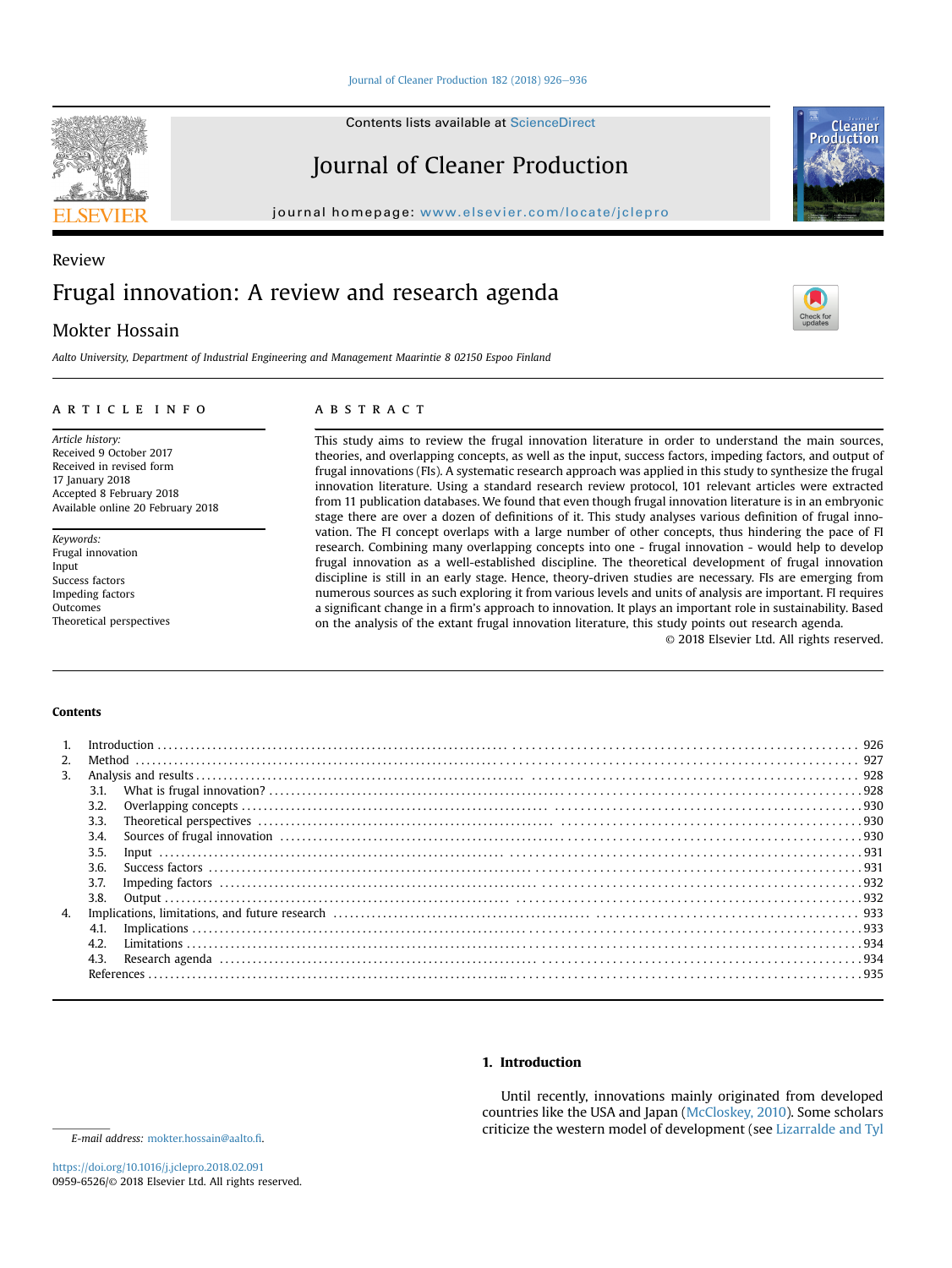Review

# Frugal innovation: A review and research agenda

Mokter Hossain

*Aalto University, Department of Industrial Engineering and Management Maarintie 8 02150 Espoo Finland*

## ARTICLE INFO

*Article history:*
Received 9 October 2017
Received in revised form
17 January 2018
Accepted 8 February 2018
Available online 20 February 2018

*Keywords:*
Frugal innovation
Input
Success factors
Impeding factors
Outcomes
Theoretical perspectives

## ABSTRACT

This study aims to review the frugal innovation literature in order to understand the main sources, theories, and overlapping concepts, as well as the input, success factors, impeding factors, and output of frugal innovations (FIs). A systematic research approach was applied in this study to synthesize the frugal innovation literature. Using a standard research review protocol, 101 relevant articles were extracted from 11 publication databases. We found that even though frugal innovation literature is in an embryonic stage there are over a dozen of definitions of it. This study analyses various definition of frugal innovation. The FI concept overlaps with a large number of other concepts, thus hindering the pace of FI research. Combining many overlapping concepts into one - frugal innovation - would help to develop frugal innovation as a well-established discipline. The theoretical development of frugal innovation discipline is still in an early stage. Hence, theory-driven studies are necessary. FIs are emerging from numerous sources as such exploring it from various levels and units of analysis are important. FI requires a significant change in a firm's approach to innovation. It plays an important role in sustainability. Based on the analysis of the extant frugal innovation literature, this study points out research agenda.

© 2018 Elsevier Ltd. All rights reserved.

**Contents**

1. Introduction ..... 926
2. Method ..... 927
3. Analysis and results ..... 928
   - 3.1. What is frugal innovation? ..... 928
   - 3.2. Overlapping concepts ..... 930
   - 3.3. Theoretical perspectives ..... 930
   - 3.4. Sources of frugal innovation ..... 930
   - 3.5. Input ..... 931
   - 3.6. Success factors ..... 931
   - 3.7. Impeding factors ..... 932
   - 3.8. Output ..... 932
4. Implications, limitations, and future research ..... 933
   - 4.1. Implications ..... 933
   - 4.2. Limitations ..... 934
   - 4.3. Research agenda ..... 934

References ..... 935

## 1. Introduction

Until recently, innovations mainly originated from developed countries like the USA and Japan (McCloskey, 2010). Some scholars criticize the western model of development (see Lizarralde and Tyl

E-mail address: mokter.hossain@aalto.fi.

https://doi.org/10.1016/j.jclepro.2018.02.091
0959-6526/© 2018 Elsevier Ltd. All rights reserved.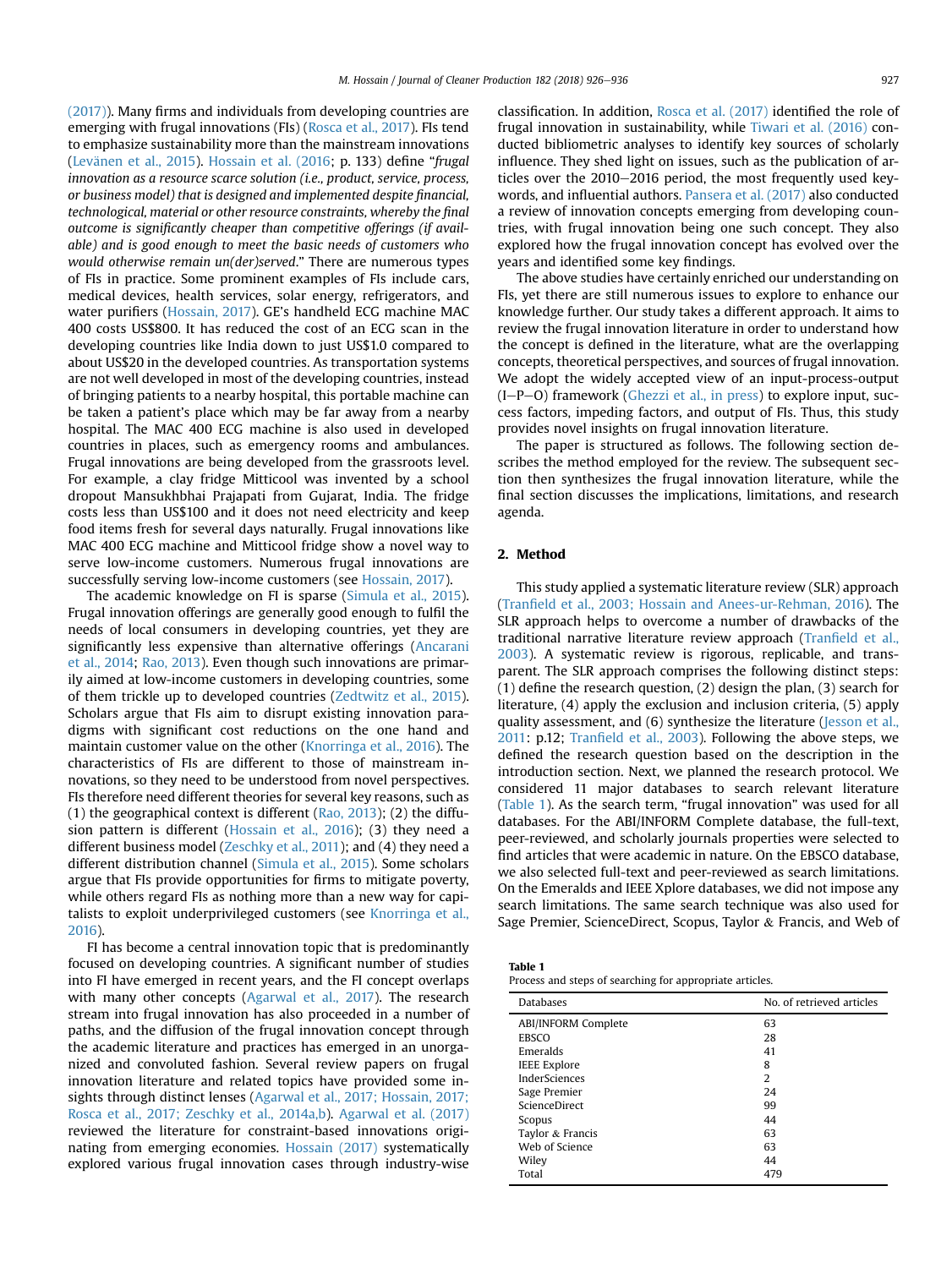(2017)). Many firms and individuals from developing countries are emerging with frugal innovations (FIs) (Rosca et al., 2017). FIs tend to emphasize sustainability more than the mainstream innovations (Levänen et al., 2015). Hossain et al. (2016; p. 133) define "*frugal innovation as a resource scarce solution (i.e., product, service, process, or business model) that is designed and implemented despite financial, technological, material or other resource constraints, whereby the final outcome is significantly cheaper than competitive offerings (if available) and is good enough to meet the basic needs of customers who would otherwise remain un(der)served*." There are numerous types of FIs in practice. Some prominent examples of FIs include cars, medical devices, health services, solar energy, refrigerators, and water purifiers (Hossain, 2017). GE's handheld ECG machine MAC 400 costs US$800. It has reduced the cost of an ECG scan in the developing countries like India down to just US$1.0 compared to about US$20 in the developed countries. As transportation systems are not well developed in most of the developing countries, instead of bringing patients to a nearby hospital, this portable machine can be taken a patient's place which may be far away from a nearby hospital. The MAC 400 ECG machine is also used in developed countries in places, such as emergency rooms and ambulances. Frugal innovations are being developed from the grassroots level. For example, a clay fridge Mitticool was invented by a school dropout Mansukhbhai Prajapati from Gujarat, India. The fridge costs less than US$100 and it does not need electricity and keep food items fresh for several days naturally. Frugal innovations like MAC 400 ECG machine and Mitticool fridge show a novel way to serve low-income customers. Numerous frugal innovations are successfully serving low-income customers (see Hossain, 2017).

The academic knowledge on FI is sparse (Simula et al., 2015). Frugal innovation offerings are generally good enough to fulfil the needs of local consumers in developing countries, yet they are significantly less expensive than alternative offerings (Ancarani et al., 2014; Rao, 2013). Even though such innovations are primarily aimed at low-income customers in developing countries, some of them trickle up to developed countries (Zedtwitz et al., 2015). Scholars argue that FIs aim to disrupt existing innovation paradigms with significant cost reductions on the one hand and maintain customer value on the other (Knorringa et al., 2016). The characteristics of FIs are different to those of mainstream innovations, so they need to be understood from novel perspectives. FIs therefore need different theories for several key reasons, such as (1) the geographical context is different (Rao, 2013); (2) the diffusion pattern is different (Hossain et al., 2016); (3) they need a different business model (Zeschky et al., 2011); and (4) they need a different distribution channel (Simula et al., 2015). Some scholars argue that FIs provide opportunities for firms to mitigate poverty, while others regard FIs as nothing more than a new way for capitalists to exploit underprivileged customers (see Knorringa et al., 2016).

FI has become a central innovation topic that is predominantly focused on developing countries. A significant number of studies into FI have emerged in recent years, and the FI concept overlaps with many other concepts (Agarwal et al., 2017). The research stream into frugal innovation has also proceeded in a number of paths, and the diffusion of the frugal innovation concept through the academic literature and practices has emerged in an unorganized and convoluted fashion. Several review papers on frugal innovation literature and related topics have provided some insights through distinct lenses (Agarwal et al., 2017; Hossain, 2017; Rosca et al., 2017; Zeschky et al., 2014a,b). Agarwal et al. (2017) reviewed the literature for constraint-based innovations originating from emerging economies. Hossain (2017) systematically explored various frugal innovation cases through industry-wise classification. In addition, Rosca et al. (2017) identified the role of frugal innovation in sustainability, while Tiwari et al. (2016) conducted bibliometric analyses to identify key sources of scholarly influence. They shed light on issues, such as the publication of articles over the 2010–2016 period, the most frequently used keywords, and influential authors. Pansera et al. (2017) also conducted a review of innovation concepts emerging from developing countries, with frugal innovation being one such concept. They also explored how the frugal innovation concept has evolved over the years and identified some key findings.

The above studies have certainly enriched our understanding on FIs, yet there are still numerous issues to explore to enhance our knowledge further. Our study takes a different approach. It aims to review the frugal innovation literature in order to understand how the concept is defined in the literature, what are the overlapping concepts, theoretical perspectives, and sources of frugal innovation. We adopt the widely accepted view of an input-process-output (I–P–O) framework (Ghezzi et al., in press) to explore input, success factors, impeding factors, and output of FIs. Thus, this study provides novel insights on frugal innovation literature.

The paper is structured as follows. The following section describes the method employed for the review. The subsequent section then synthesizes the frugal innovation literature, while the final section discusses the implications, limitations, and research agenda.

## 2. Method

This study applied a systematic literature review (SLR) approach (Tranfield et al., 2003; Hossain and Anees-ur-Rehman, 2016). The SLR approach helps to overcome a number of drawbacks of the traditional narrative literature review approach (Tranfield et al., 2003). A systematic review is rigorous, replicable, and transparent. The SLR approach comprises the following distinct steps: (1) define the research question, (2) design the plan, (3) search for literature, (4) apply the exclusion and inclusion criteria, (5) apply quality assessment, and (6) synthesize the literature (Jesson et al., 2011: p.12; Tranfield et al., 2003). Following the above steps, we defined the research question based on the description in the introduction section. Next, we planned the research protocol. We considered 11 major databases to search relevant literature (Table 1). As the search term, "frugal innovation" was used for all databases. For the ABI/INFORM Complete database, the full-text, peer-reviewed, and scholarly journals properties were selected to find articles that were academic in nature. On the EBSCO database, we also selected full-text and peer-reviewed as search limitations. On the Emeralds and IEEE Xplore databases, we did not impose any search limitations. The same search technique was also used for Sage Premier, ScienceDirect, Scopus, Taylor & Francis, and Web of

**Table 1**
Process and steps of searching for appropriate articles.

| Databases | No. of retrieved articles |
| --- | --- |
| ABI/INFORM Complete | 63 |
| EBSCO | 28 |
| Emeralds | 41 |
| IEEE Explore | 8 |
| InderSciences | 2 |
| Sage Premier | 24 |
| ScienceDirect | 99 |
| Scopus | 44 |
| Taylor & Francis | 63 |
| Web of Science | 63 |
| Wiley | 44 |
| Total | 479 |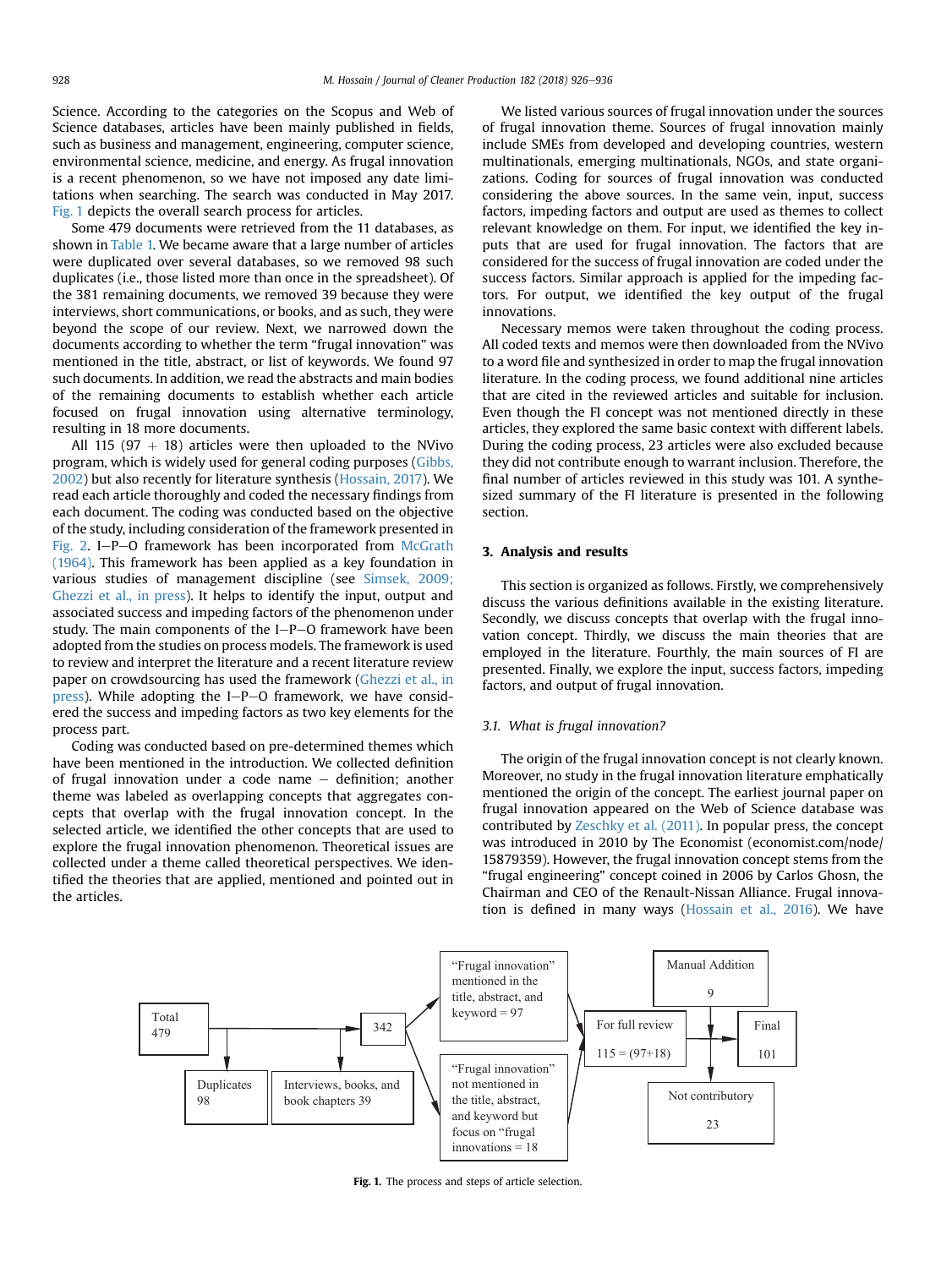Science. According to the categories on the Scopus and Web of Science databases, articles have been mainly published in fields, such as business and management, engineering, computer science, environmental science, medicine, and energy. As frugal innovation is a recent phenomenon, so we have not imposed any date limitations when searching. The search was conducted in May 2017. Fig. 1 depicts the overall search process for articles.

Some 479 documents were retrieved from the 11 databases, as shown in Table 1. We became aware that a large number of articles were duplicated over several databases, so we removed 98 such duplicates (i.e., those listed more than once in the spreadsheet). Of the 381 remaining documents, we removed 39 because they were interviews, short communications, or books, and as such, they were beyond the scope of our review. Next, we narrowed down the documents according to whether the term "frugal innovation" was mentioned in the title, abstract, or list of keywords. We found 97 such documents. In addition, we read the abstracts and main bodies of the remaining documents to establish whether each article focused on frugal innovation using alternative terminology, resulting in 18 more documents.

All 115 (97 + 18) articles were then uploaded to the NVivo program, which is widely used for general coding purposes (Gibbs, 2002) but also recently for literature synthesis (Hossain, 2017). We read each article thoroughly and coded the necessary findings from each document. The coding was conducted based on the objective of the study, including consideration of the framework presented in Fig. 2. I–P–O framework has been incorporated from McGrath (1964). This framework has been applied as a key foundation in various studies of management discipline (see Simsek, 2009; Ghezzi et al., in press). It helps to identify the input, output and associated success and impeding factors of the phenomenon under study. The main components of the I–P–O framework have been adopted from the studies on process models. The framework is used to review and interpret the literature and a recent literature review paper on crowdsourcing has used the framework (Ghezzi et al., in press). While adopting the I–P–O framework, we have considered the success and impeding factors as two key elements for the process part.

Coding was conducted based on pre-determined themes which have been mentioned in the introduction. We collected definition of frugal innovation under a code name – definition; another theme was labeled as overlapping concepts that aggregates concepts that overlap with the frugal innovation concept. In the selected article, we identified the other concepts that are used to explore the frugal innovation phenomenon. Theoretical issues are collected under a theme called theoretical perspectives. We identified the theories that are applied, mentioned and pointed out in the articles.

We listed various sources of frugal innovation under the sources of frugal innovation theme. Sources of frugal innovation mainly include SMEs from developed and developing countries, western multinationals, emerging multinationals, NGOs, and state organizations. Coding for sources of frugal innovation was conducted considering the above sources. In the same vein, input, success factors, impeding factors and output are used as themes to collect relevant knowledge on them. For input, we identified the key inputs that are used for frugal innovation. The factors that are considered for the success of frugal innovation are coded under the success factors. Similar approach is applied for the impeding factors. For output, we identified the key output of the frugal innovations.

Necessary memos were taken throughout the coding process. All coded texts and memos were then downloaded from the NVivo to a word file and synthesized in order to map the frugal innovation literature. In the coding process, we found additional nine articles that are cited in the reviewed articles and suitable for inclusion. Even though the FI concept was not mentioned directly in these articles, they explored the same basic context with different labels. During the coding process, 23 articles were also excluded because they did not contribute enough to warrant inclusion. Therefore, the final number of articles reviewed in this study was 101. A synthesized summary of the FI literature is presented in the following section.

## 3. Analysis and results

This section is organized as follows. Firstly, we comprehensively discuss the various definitions available in the existing literature. Secondly, we discuss concepts that overlap with the frugal innovation concept. Thirdly, we discuss the main theories that are employed in the literature. Fourthly, the main sources of FI are presented. Finally, we explore the input, success factors, impeding factors, and output of frugal innovation.

### 3.1. What is frugal innovation?

The origin of the frugal innovation concept is not clearly known. Moreover, no study in the frugal innovation literature emphatically mentioned the origin of the concept. The earliest journal paper on frugal innovation appeared on the Web of Science database was contributed by Zeschky et al. (2011). In popular press, the concept was introduced in 2010 by The Economist (economist.com/node/15879359). However, the frugal innovation concept stems from the "frugal engineering" concept coined in 2006 by Carlos Ghosn, the Chairman and CEO of the Renault-Nissan Alliance. Frugal innovation is defined in many ways (Hossain et al., 2016). We have

Total 479 → Duplicates 98; Interviews, books, and book chapters 39 → 342 → "Frugal innovation" mentioned in the title, abstract, and keyword = 97; "Frugal innovation" not mentioned in the title, abstract, and keyword but focus on "frugal innovations = 18 → For full review 115 = (97+18); Manual Addition 9; Not contributory 23 → Final 101

**Fig. 1.** The process and steps of article selection.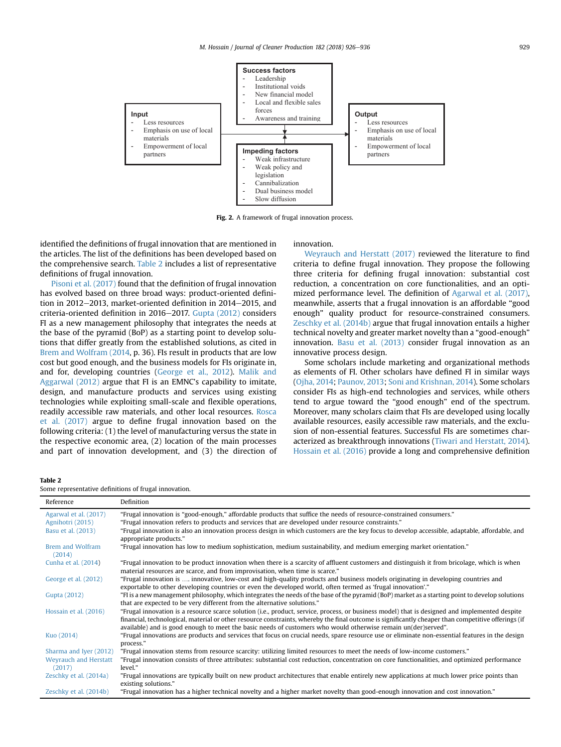Success factors
- Leadership
- Institutional voids
- New financial model
- Local and flexible sales forces
- Awareness and training

Input
- Less resources
- Emphasis on use of local materials
- Empowerment of local partners

Impeding factors
- Weak infrastructure
- Weak policy and legislation
- Cannibalization
- Dual business model
- Slow diffusion

Output
- Less resources
- Emphasis on use of local materials
- Empowerment of local partners

**Fig. 2.** A framework of frugal innovation process.

identified the definitions of frugal innovation that are mentioned in the articles. The list of the definitions has been developed based on the comprehensive search. Table 2 includes a list of representative definitions of frugal innovation.

Pisoni et al. (2017) found that the definition of frugal innovation has evolved based on three broad ways: product-oriented definition in 2012–2013, market-oriented definition in 2014–2015, and criteria-oriented definition in 2016–2017. Gupta (2012) considers FI as a new management philosophy that integrates the needs at the base of the pyramid (BoP) as a starting point to develop solutions that differ greatly from the established solutions, as cited in Brem and Wolfram (2014, p. 36). FIs result in products that are low cost but good enough, and the business models for FIs originate in, and for, developing countries (George et al., 2012). Malik and Aggarwal (2012) argue that FI is an EMNC's capability to imitate, design, and manufacture products and services using existing technologies while exploiting small-scale and flexible operations, readily accessible raw materials, and other local resources. Rosca et al. (2017) argue to define frugal innovation based on the following criteria: (1) the level of manufacturing versus the state in the respective economic area, (2) location of the main processes and part of innovation development, and (3) the direction of innovation.

Weyrauch and Herstatt (2017) reviewed the literature to find criteria to define frugal innovation. They propose the following three criteria for defining frugal innovation: substantial cost reduction, a concentration on core functionalities, and an optimized performance level. The definition of Agarwal et al. (2017), meanwhile, asserts that a frugal innovation is an affordable "good enough" quality product for resource-constrained consumers. Zeschky et al. (2014b) argue that frugal innovation entails a higher technical novelty and greater market novelty than a "good-enough" innovation. Basu et al. (2013) consider frugal innovation as an innovative process design.

Some scholars include marketing and organizational methods as elements of FI. Other scholars have defined FI in similar ways (Ojha, 2014; Paunov, 2013; Soni and Krishnan, 2014). Some scholars consider FIs as high-end technologies and services, while others tend to argue toward the "good enough" end of the spectrum. Moreover, many scholars claim that FIs are developed using locally available resources, easily accessible raw materials, and the exclusion of non-essential features. Successful FIs are sometimes characterized as breakthrough innovations (Tiwari and Herstatt, 2014). Hossain et al. (2016) provide a long and comprehensive definition

**Table 2**
Some representative definitions of frugal innovation.

| Reference | Definition |
|---|---|
| Agarwal et al. (2017) | "Frugal innovation is "good-enough," affordable products that suffice the needs of resource-constrained consumers." |
| Agnihotri (2015) | "Frugal innovation refers to products and services that are developed under resource constraints." |
| Basu et al. (2013) | "Frugal innovation is also an innovation process design in which customers are the key focus to develop accessible, adaptable, affordable, and appropriate products." |
| Brem and Wolfram (2014) | "Frugal innovation has low to medium sophistication, medium sustainability, and medium emerging market orientation." |
| Cunha et al. (2014) | "Frugal innovation to be product innovation when there is a scarcity of affluent customers and distinguish it from bricolage, which is when material resources are scarce, and from improvisation, when time is scarce." |
| George et al. (2012) | "Frugal innovation is …. innovative, low-cost and high-quality products and business models originating in developing countries and exportable to other developing countries or even the developed world, often termed as 'frugal innovation'." |
| Gupta (2012) | "FI is a new management philosophy, which integrates the needs of the base of the pyramid (BoP) market as a starting point to develop solutions that are expected to be very different from the alternative solutions." |
| Hossain et al. (2016) | "Frugal innovation is a resource scarce solution (i.e., product, service, process, or business model) that is designed and implemented despite financial, technological, material or other resource constraints, whereby the final outcome is significantly cheaper than competitive offerings (if available) and is good enough to meet the basic needs of customers who would otherwise remain un(der)served". |
| Kuo (2014) | "Frugal innovations are products and services that focus on crucial needs, spare resource use or eliminate non-essential features in the design process." |
| Sharma and Iyer (2012) | "Frugal innovation stems from resource scarcity: utilizing limited resources to meet the needs of low-income customers." |
| Weyrauch and Herstatt (2017) | "Frugal innovation consists of three attributes: substantial cost reduction, concentration on core functionalities, and optimized performance level." |
| Zeschky et al. (2014a) | "Frugal innovations are typically built on new product architectures that enable entirely new applications at much lower price points than existing solutions." |
| Zeschky et al. (2014b) | "Frugal innovation has a higher technical novelty and a higher market novelty than good-enough innovation and cost innovation." |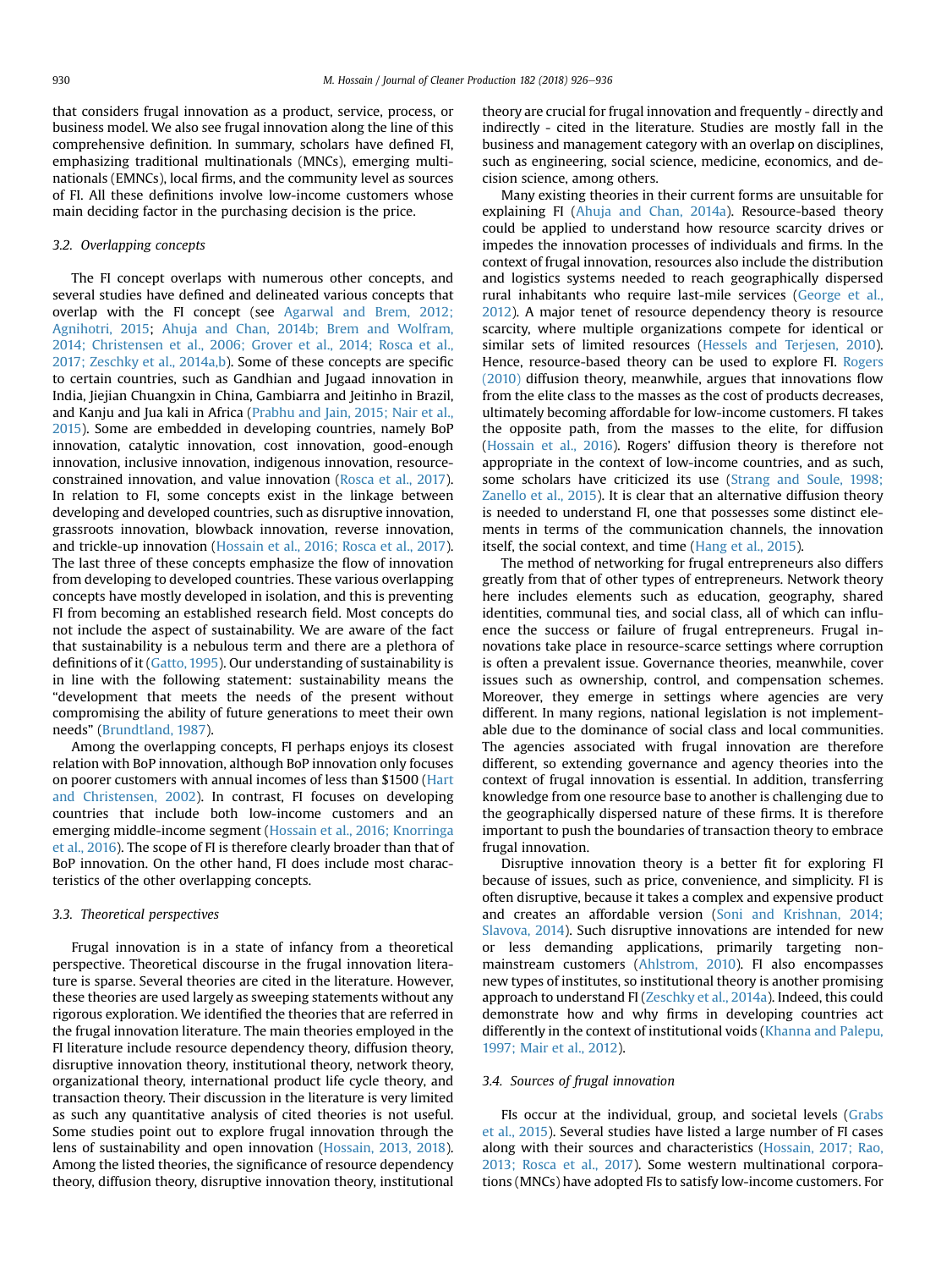that considers frugal innovation as a product, service, process, or business model. We also see frugal innovation along the line of this comprehensive definition. In summary, scholars have defined FI, emphasizing traditional multinationals (MNCs), emerging multinationals (EMNCs), local firms, and the community level as sources of FI. All these definitions involve low-income customers whose main deciding factor in the purchasing decision is the price.

### 3.2. Overlapping concepts

The FI concept overlaps with numerous other concepts, and several studies have defined and delineated various concepts that overlap with the FI concept (see Agarwal and Brem, 2012; Agnihotri, 2015; Ahuja and Chan, 2014b; Brem and Wolfram, 2014; Christensen et al., 2006; Grover et al., 2014; Rosca et al., 2017; Zeschky et al., 2014a,b). Some of these concepts are specific to certain countries, such as Gandhian and Jugaad innovation in India, Jiejian Chuangxin in China, Gambiarra and Jeitinho in Brazil, and Kanju and Jua kali in Africa (Prabhu and Jain, 2015; Nair et al., 2015). Some are embedded in developing countries, namely BoP innovation, catalytic innovation, cost innovation, good-enough innovation, inclusive innovation, indigenous innovation, resource-constrained innovation, and value innovation (Rosca et al., 2017). In relation to FI, some concepts exist in the linkage between developing and developed countries, such as disruptive innovation, grassroots innovation, blowback innovation, reverse innovation, and trickle-up innovation (Hossain et al., 2016; Rosca et al., 2017). The last three of these concepts emphasize the flow of innovation from developing to developed countries. These various overlapping concepts have mostly developed in isolation, and this is preventing FI from becoming an established research field. Most concepts do not include the aspect of sustainability. We are aware of the fact that sustainability is a nebulous term and there are a plethora of definitions of it (Gatto, 1995). Our understanding of sustainability is in line with the following statement: sustainability means the "development that meets the needs of the present without compromising the ability of future generations to meet their own needs" (Brundtland, 1987).

Among the overlapping concepts, FI perhaps enjoys its closest relation with BoP innovation, although BoP innovation only focuses on poorer customers with annual incomes of less than $1500 (Hart and Christensen, 2002). In contrast, FI focuses on developing countries that include both low-income customers and an emerging middle-income segment (Hossain et al., 2016; Knorringa et al., 2016). The scope of FI is therefore clearly broader than that of BoP innovation. On the other hand, FI does include most characteristics of the other overlapping concepts.

### 3.3. Theoretical perspectives

Frugal innovation is in a state of infancy from a theoretical perspective. Theoretical discourse in the frugal innovation literature is sparse. Several theories are cited in the literature. However, these theories are used largely as sweeping statements without any rigorous exploration. We identified the theories that are referred in the frugal innovation literature. The main theories employed in the FI literature include resource dependency theory, diffusion theory, disruptive innovation theory, institutional theory, network theory, organizational theory, international product life cycle theory, and transaction theory. Their discussion in the literature is very limited as such any quantitative analysis of cited theories is not useful. Some studies point out to explore frugal innovation through the lens of sustainability and open innovation (Hossain, 2013, 2018). Among the listed theories, the significance of resource dependency theory, diffusion theory, disruptive innovation theory, institutional theory are crucial for frugal innovation and frequently - directly and indirectly - cited in the literature. Studies are mostly fall in the business and management category with an overlap on disciplines, such as engineering, social science, medicine, economics, and decision science, among others.

Many existing theories in their current forms are unsuitable for explaining FI (Ahuja and Chan, 2014a). Resource-based theory could be applied to understand how resource scarcity drives or impedes the innovation processes of individuals and firms. In the context of frugal innovation, resources also include the distribution and logistics systems needed to reach geographically dispersed rural inhabitants who require last-mile services (George et al., 2012). A major tenet of resource dependency theory is resource scarcity, where multiple organizations compete for identical or similar sets of limited resources (Hessels and Terjesen, 2010). Hence, resource-based theory can be used to explore FI. Rogers (2010) diffusion theory, meanwhile, argues that innovations flow from the elite class to the masses as the cost of products decreases, ultimately becoming affordable for low-income customers. FI takes the opposite path, from the masses to the elite, for diffusion (Hossain et al., 2016). Rogers' diffusion theory is therefore not appropriate in the context of low-income countries, and as such, some scholars have criticized its use (Strang and Soule, 1998; Zanello et al., 2015). It is clear that an alternative diffusion theory is needed to understand FI, one that possesses some distinct elements in terms of the communication channels, the innovation itself, the social context, and time (Hang et al., 2015).

The method of networking for frugal entrepreneurs also differs greatly from that of other types of entrepreneurs. Network theory here includes elements such as education, geography, shared identities, communal ties, and social class, all of which can influence the success or failure of frugal entrepreneurs. Frugal innovations take place in resource-scarce settings where corruption is often a prevalent issue. Governance theories, meanwhile, cover issues such as ownership, control, and compensation schemes. Moreover, they emerge in settings where agencies are very different. In many regions, national legislation is not implementable due to the dominance of social class and local communities. The agencies associated with frugal innovation are therefore different, so extending governance and agency theories into the context of frugal innovation is essential. In addition, transferring knowledge from one resource base to another is challenging due to the geographically dispersed nature of these firms. It is therefore important to push the boundaries of transaction theory to embrace frugal innovation.

Disruptive innovation theory is a better fit for exploring FI because of issues, such as price, convenience, and simplicity. FI is often disruptive, because it takes a complex and expensive product and creates an affordable version (Soni and Krishnan, 2014; Slavova, 2014). Such disruptive innovations are intended for new or less demanding applications, primarily targeting non-mainstream customers (Ahlstrom, 2010). FI also encompasses new types of institutes, so institutional theory is another promising approach to understand FI (Zeschky et al., 2014a). Indeed, this could demonstrate how and why firms in developing countries act differently in the context of institutional voids (Khanna and Palepu, 1997; Mair et al., 2012).

### 3.4. Sources of frugal innovation

FIs occur at the individual, group, and societal levels (Grabs et al., 2015). Several studies have listed a large number of FI cases along with their sources and characteristics (Hossain, 2017; Rao, 2013; Rosca et al., 2017). Some western multinational corporations (MNCs) have adopted FIs to satisfy low-income customers. For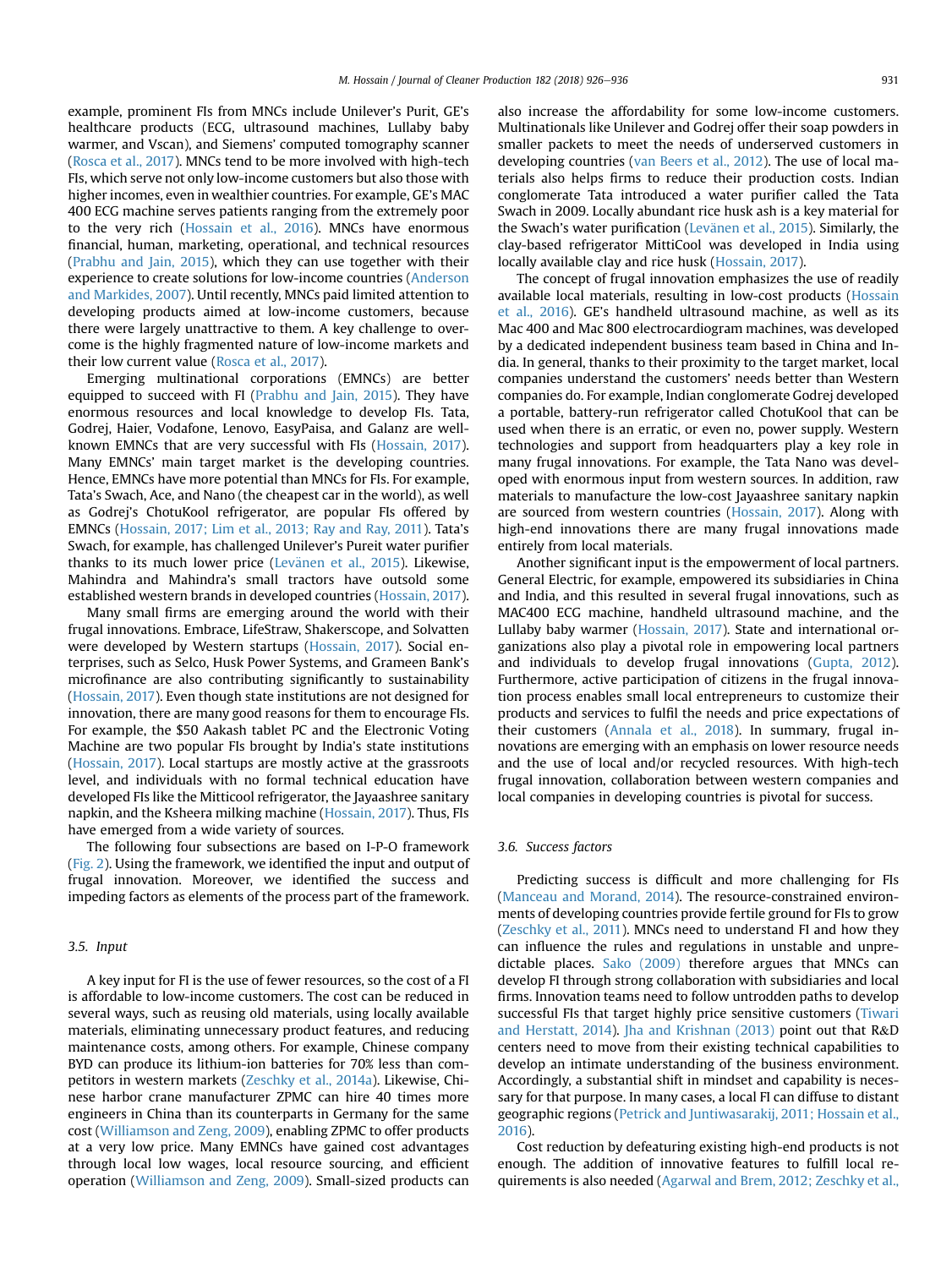example, prominent FIs from MNCs include Unilever's Purit, GE's healthcare products (ECG, ultrasound machines, Lullaby baby warmer, and Vscan), and Siemens' computed tomography scanner (Rosca et al., 2017). MNCs tend to be more involved with high-tech FIs, which serve not only low-income customers but also those with higher incomes, even in wealthier countries. For example, GE's MAC 400 ECG machine serves patients ranging from the extremely poor to the very rich (Hossain et al., 2016). MNCs have enormous financial, human, marketing, operational, and technical resources (Prabhu and Jain, 2015), which they can use together with their experience to create solutions for low-income countries (Anderson and Markides, 2007). Until recently, MNCs paid limited attention to developing products aimed at low-income customers, because there were largely unattractive to them. A key challenge to overcome is the highly fragmented nature of low-income markets and their low current value (Rosca et al., 2017).

Emerging multinational corporations (EMNCs) are better equipped to succeed with FI (Prabhu and Jain, 2015). They have enormous resources and local knowledge to develop FIs. Tata, Godrej, Haier, Vodafone, Lenovo, EasyPaisa, and Galanz are well-known EMNCs that are very successful with FIs (Hossain, 2017). Many EMNCs' main target market is the developing countries. Hence, EMNCs have more potential than MNCs for FIs. For example, Tata's Swach, Ace, and Nano (the cheapest car in the world), as well as Godrej's ChotuKool refrigerator, are popular FIs offered by EMNCs (Hossain, 2017; Lim et al., 2013; Ray and Ray, 2011). Tata's Swach, for example, has challenged Unilever's Pureit water purifier thanks to its much lower price (Levänen et al., 2015). Likewise, Mahindra and Mahindra's small tractors have outsold some established western brands in developed countries (Hossain, 2017).

Many small firms are emerging around the world with their frugal innovations. Embrace, LifeStraw, Shakerscope, and Solvatten were developed by Western startups (Hossain, 2017). Social enterprises, such as Selco, Husk Power Systems, and Grameen Bank's microfinance are also contributing significantly to sustainability (Hossain, 2017). Even though state institutions are not designed for innovation, there are many good reasons for them to encourage FIs. For example, the $50 Aakash tablet PC and the Electronic Voting Machine are two popular FIs brought by India's state institutions (Hossain, 2017). Local startups are mostly active at the grassroots level, and individuals with no formal technical education have developed FIs like the Mitticool refrigerator, the Jayaashree sanitary napkin, and the Ksheera milking machine (Hossain, 2017). Thus, FIs have emerged from a wide variety of sources.

The following four subsections are based on I-P-O framework (Fig. 2). Using the framework, we identified the input and output of frugal innovation. Moreover, we identified the success and impeding factors as elements of the process part of the framework.

### 3.5. Input

A key input for FI is the use of fewer resources, so the cost of a FI is affordable to low-income customers. The cost can be reduced in several ways, such as reusing old materials, using locally available materials, eliminating unnecessary product features, and reducing maintenance costs, among others. For example, Chinese company BYD can produce its lithium-ion batteries for 70% less than competitors in western markets (Zeschky et al., 2014a). Likewise, Chinese harbor crane manufacturer ZPMC can hire 40 times more engineers in China than its counterparts in Germany for the same cost (Williamson and Zeng, 2009), enabling ZPMC to offer products at a very low price. Many EMNCs have gained cost advantages through local low wages, local resource sourcing, and efficient operation (Williamson and Zeng, 2009). Small-sized products can also increase the affordability for some low-income customers. Multinationals like Unilever and Godrej offer their soap powders in smaller packets to meet the needs of underserved customers in developing countries (van Beers et al., 2012). The use of local materials also helps firms to reduce their production costs. Indian conglomerate Tata introduced a water purifier called the Tata Swach in 2009. Locally abundant rice husk ash is a key material for the Swach's water purification (Levänen et al., 2015). Similarly, the clay-based refrigerator MittiCool was developed in India using locally available clay and rice husk (Hossain, 2017).

The concept of frugal innovation emphasizes the use of readily available local materials, resulting in low-cost products (Hossain et al., 2016). GE's handheld ultrasound machine, as well as its Mac 400 and Mac 800 electrocardiogram machines, was developed by a dedicated independent business team based in China and India. In general, thanks to their proximity to the target market, local companies understand the customers' needs better than Western companies do. For example, Indian conglomerate Godrej developed a portable, battery-run refrigerator called ChotuKool that can be used when there is an erratic, or even no, power supply. Western technologies and support from headquarters play a key role in many frugal innovations. For example, the Tata Nano was developed with enormous input from western sources. In addition, raw materials to manufacture the low-cost Jayaashree sanitary napkin are sourced from western countries (Hossain, 2017). Along with high-end innovations there are many frugal innovations made entirely from local materials.

Another significant input is the empowerment of local partners. General Electric, for example, empowered its subsidiaries in China and India, and this resulted in several frugal innovations, such as MAC400 ECG machine, handheld ultrasound machine, and the Lullaby baby warmer (Hossain, 2017). State and international organizations also play a pivotal role in empowering local partners and individuals to develop frugal innovations (Gupta, 2012). Furthermore, active participation of citizens in the frugal innovation process enables small local entrepreneurs to customize their products and services to fulfil the needs and price expectations of their customers (Annala et al., 2018). In summary, frugal innovations are emerging with an emphasis on lower resource needs and the use of local and/or recycled resources. With high-tech frugal innovation, collaboration between western companies and local companies in developing countries is pivotal for success.

### 3.6. Success factors

Predicting success is difficult and more challenging for FIs (Manceau and Morand, 2014). The resource-constrained environments of developing countries provide fertile ground for FIs to grow (Zeschky et al., 2011). MNCs need to understand FI and how they can influence the rules and regulations in unstable and unpredictable places. Sako (2009) therefore argues that MNCs can develop FI through strong collaboration with subsidiaries and local firms. Innovation teams need to follow untrodden paths to develop successful FIs that target highly price sensitive customers (Tiwari and Herstatt, 2014). Jha and Krishnan (2013) point out that R&D centers need to move from their existing technical capabilities to develop an intimate understanding of the business environment. Accordingly, a substantial shift in mindset and capability is necessary for that purpose. In many cases, a local FI can diffuse to distant geographic regions (Petrick and Juntiwasarakij, 2011; Hossain et al., 2016).

Cost reduction by defeaturing existing high-end products is not enough. The addition of innovative features to fulfill local requirements is also needed (Agarwal and Brem, 2012; Zeschky et al.,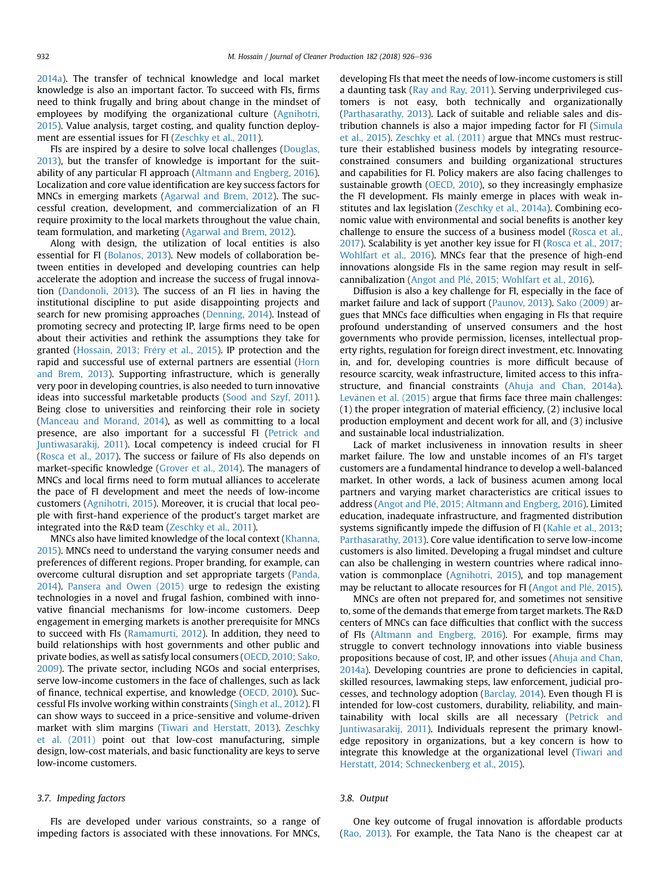2014a). The transfer of technical knowledge and local market knowledge is also an important factor. To succeed with FIs, firms need to think frugally and bring about change in the mindset of employees by modifying the organizational culture (Agnihotri, 2015). Value analysis, target costing, and quality function deployment are essential issues for FI (Zeschky et al., 2011).

FIs are inspired by a desire to solve local challenges (Douglas, 2013), but the transfer of knowledge is important for the suitability of any particular FI approach (Altmann and Engberg, 2016). Localization and core value identification are key success factors for MNCs in emerging markets (Agarwal and Brem, 2012). The successful creation, development, and commercialization of an FI require proximity to the local markets throughout the value chain, team formulation, and marketing (Agarwal and Brem, 2012).

Along with design, the utilization of local entities is also essential for FI (Bolanos, 2013). New models of collaboration between entities in developed and developing countries can help accelerate the adoption and increase the success of frugal innovation (Dandonoli, 2013). The success of an FI lies in having the institutional discipline to put aside disappointing projects and search for new promising approaches (Denning, 2014). Instead of promoting secrecy and protecting IP, large firms need to be open about their activities and rethink the assumptions they take for granted (Hossain, 2013; Fréry et al., 2015). IP protection and the rapid and successful use of external partners are essential (Horn and Brem, 2013). Supporting infrastructure, which is generally very poor in developing countries, is also needed to turn innovative ideas into successful marketable products (Sood and Szyf, 2011). Being close to universities and reinforcing their role in society (Manceau and Morand, 2014), as well as committing to a local presence, are also important for a successful FI (Petrick and Juntiwasarakij, 2011). Local competency is indeed crucial for FI (Rosca et al., 2017). The success or failure of FIs also depends on market-specific knowledge (Grover et al., 2014). The managers of MNCs and local firms need to form mutual alliances to accelerate the pace of FI development and meet the needs of low-income customers (Agnihotri, 2015). Moreover, it is crucial that local people with first-hand experience of the product's target market are integrated into the R&D team (Zeschky et al., 2011).

MNCs also have limited knowledge of the local context (Khanna, 2015). MNCs need to understand the varying consumer needs and preferences of different regions. Proper branding, for example, can overcome cultural disruption and set appropriate targets (Panda, 2014). Pansera and Owen (2015) urge to redesign the existing technologies in a novel and frugal fashion, combined with innovative financial mechanisms for low-income customers. Deep engagement in emerging markets is another prerequisite for MNCs to succeed with FIs (Ramamurti, 2012). In addition, they need to build relationships with host governments and other public and private bodies, as well as satisfy local consumers (OECD, 2010; Sako, 2009). The private sector, including NGOs and social enterprises, serve low-income customers in the face of challenges, such as lack of finance, technical expertise, and knowledge (OECD, 2010). Successful FIs involve working within constraints (Singh et al., 2012). FI can show ways to succeed in a price-sensitive and volume-driven market with slim margins (Tiwari and Herstatt, 2013). Zeschky et al. (2011) point out that low-cost manufacturing, simple design, low-cost materials, and basic functionality are keys to serve low-income customers.

### 3.7. Impeding factors

FIs are developed under various constraints, so a range of impeding factors is associated with these innovations. For MNCs, developing FIs that meet the needs of low-income customers is still a daunting task (Ray and Ray, 2011). Serving underprivileged customers is not easy, both technically and organizationally (Parthasarathy, 2013). Lack of suitable and reliable sales and distribution channels is also a major impeding factor for FI (Simula et al., 2015). Zeschky et al. (2011) argue that MNCs must restructure their established business models by integrating resource-constrained consumers and building organizational structures and capabilities for FI. Policy makers are also facing challenges to sustainable growth (OECD, 2010), so they increasingly emphasize the FI development. FIs mainly emerge in places with weak institutes and lax legislation (Zeschky et al., 2014a). Combining economic value with environmental and social benefits is another key challenge to ensure the success of a business model (Rosca et al., 2017). Scalability is yet another key issue for FI (Rosca et al., 2017; Wohlfart et al., 2016). MNCs fear that the presence of high-end innovations alongside FIs in the same region may result in self-cannibalization (Angot and Plé, 2015; Wohlfart et al., 2016).

Diffusion is also a key challenge for FI, especially in the face of market failure and lack of support (Paunov, 2013). Sako (2009) argues that MNCs face difficulties when engaging in FIs that require profound understanding of unserved consumers and the host governments who provide permission, licenses, intellectual property rights, regulation for foreign direct investment, etc. Innovating in, and for, developing countries is more difficult because of resource scarcity, weak infrastructure, limited access to this infrastructure, and financial constraints (Ahuja and Chan, 2014a). Levänen et al. (2015) argue that firms face three main challenges: (1) the proper integration of material efficiency, (2) inclusive local production employment and decent work for all, and (3) inclusive and sustainable local industrialization.

Lack of market inclusiveness in innovation results in sheer market failure. The low and unstable incomes of an FI's target customers are a fundamental hindrance to develop a well-balanced market. In other words, a lack of business acumen among local partners and varying market characteristics are critical issues to address (Angot and Plé, 2015; Altmann and Engberg, 2016). Limited education, inadequate infrastructure, and fragmented distribution systems significantly impede the diffusion of FI (Kahle et al., 2013; Parthasarathy, 2013). Core value identification to serve low-income customers is also limited. Developing a frugal mindset and culture can also be challenging in western countries where radical innovation is commonplace (Agnihotri, 2015), and top management may be reluctant to allocate resources for FI (Angot and Plé, 2015).

MNCs are often not prepared for, and sometimes not sensitive to, some of the demands that emerge from target markets. The R&D centers of MNCs can face difficulties that conflict with the success of FIs (Altmann and Engberg, 2016). For example, firms may struggle to convert technology innovations into viable business propositions because of cost, IP, and other issues (Ahuja and Chan, 2014a). Developing countries are prone to deficiencies in capital, skilled resources, lawmaking steps, law enforcement, judicial processes, and technology adoption (Barclay, 2014). Even though FI is intended for low-cost customers, durability, reliability, and maintainability with local skills are all necessary (Petrick and Juntiwasarakij, 2011). Individuals represent the primary knowledge repository in organizations, but a key concern is how to integrate this knowledge at the organizational level (Tiwari and Herstatt, 2014; Schneckenberg et al., 2015).

### 3.8. Output

One key outcome of frugal innovation is affordable products (Rao, 2013). For example, the Tata Nano is the cheapest car at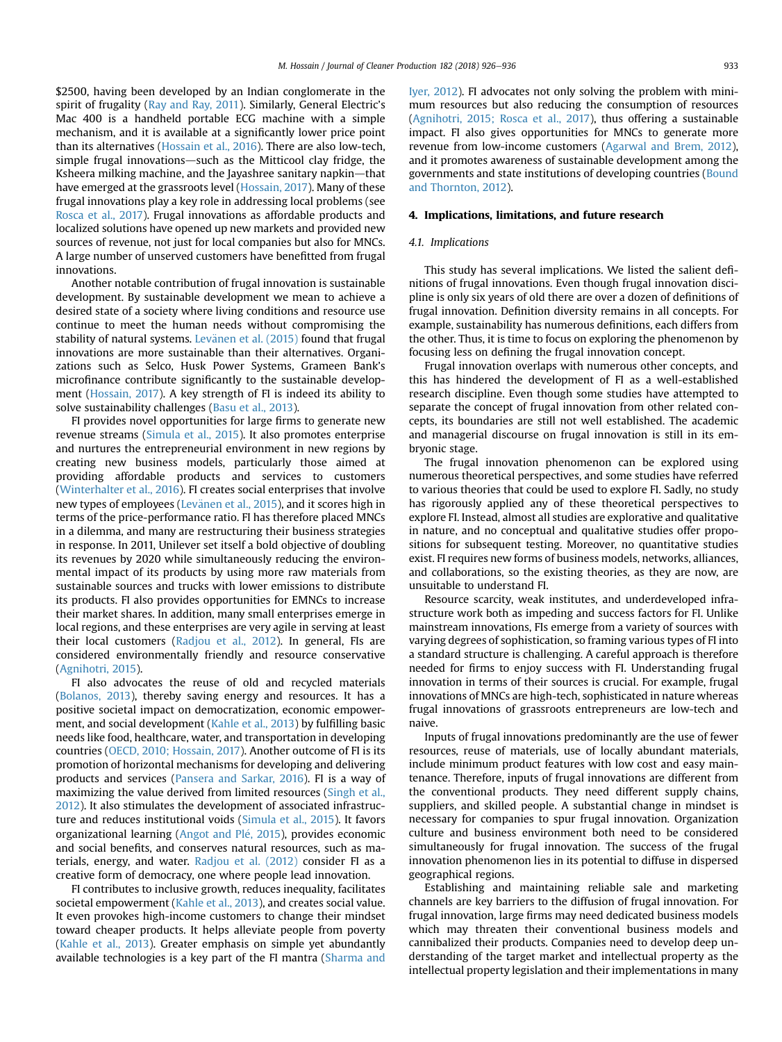$2500, having been developed by an Indian conglomerate in the spirit of frugality (Ray and Ray, 2011). Similarly, General Electric's Mac 400 is a handheld portable ECG machine with a simple mechanism, and it is available at a significantly lower price point than its alternatives (Hossain et al., 2016). There are also low-tech, simple frugal innovations—such as the Mitticool clay fridge, the Ksheera milking machine, and the Jayashree sanitary napkin—that have emerged at the grassroots level (Hossain, 2017). Many of these frugal innovations play a key role in addressing local problems (see Rosca et al., 2017). Frugal innovations as affordable products and localized solutions have opened up new markets and provided new sources of revenue, not just for local companies but also for MNCs. A large number of unserved customers have benefitted from frugal innovations.

Another notable contribution of frugal innovation is sustainable development. By sustainable development we mean to achieve a desired state of a society where living conditions and resource use continue to meet the human needs without compromising the stability of natural systems. Levänen et al. (2015) found that frugal innovations are more sustainable than their alternatives. Organizations such as Selco, Husk Power Systems, Grameen Bank's microfinance contribute significantly to the sustainable development (Hossain, 2017). A key strength of FI is indeed its ability to solve sustainability challenges (Basu et al., 2013).

FI provides novel opportunities for large firms to generate new revenue streams (Simula et al., 2015). It also promotes enterprise and nurtures the entrepreneurial environment in new regions by creating new business models, particularly those aimed at providing affordable products and services to customers (Winterhalter et al., 2016). FI creates social enterprises that involve new types of employees (Levänen et al., 2015), and it scores high in terms of the price-performance ratio. FI has therefore placed MNCs in a dilemma, and many are restructuring their business strategies in response. In 2011, Unilever set itself a bold objective of doubling its revenues by 2020 while simultaneously reducing the environmental impact of its products by using more raw materials from sustainable sources and trucks with lower emissions to distribute its products. FI also provides opportunities for EMNCs to increase their market shares. In addition, many small enterprises emerge in local regions, and these enterprises are very agile in serving at least their local customers (Radjou et al., 2012). In general, FIs are considered environmentally friendly and resource conservative (Agnihotri, 2015).

FI also advocates the reuse of old and recycled materials (Bolanos, 2013), thereby saving energy and resources. It has a positive societal impact on democratization, economic empowerment, and social development (Kahle et al., 2013) by fulfilling basic needs like food, healthcare, water, and transportation in developing countries (OECD, 2010; Hossain, 2017). Another outcome of FI is its promotion of horizontal mechanisms for developing and delivering products and services (Pansera and Sarkar, 2016). FI is a way of maximizing the value derived from limited resources (Singh et al., 2012). It also stimulates the development of associated infrastructure and reduces institutional voids (Simula et al., 2015). It favors organizational learning (Angot and Plé, 2015), provides economic and social benefits, and conserves natural resources, such as materials, energy, and water. Radjou et al. (2012) consider FI as a creative form of democracy, one where people lead innovation.

FI contributes to inclusive growth, reduces inequality, facilitates societal empowerment (Kahle et al., 2013), and creates social value. It even provokes high-income customers to change their mindset toward cheaper products. It helps alleviate people from poverty (Kahle et al., 2013). Greater emphasis on simple yet abundantly available technologies is a key part of the FI mantra (Sharma and Iyer, 2012). FI advocates not only solving the problem with minimum resources but also reducing the consumption of resources (Agnihotri, 2015; Rosca et al., 2017), thus offering a sustainable impact. FI also gives opportunities for MNCs to generate more revenue from low-income customers (Agarwal and Brem, 2012), and it promotes awareness of sustainable development among the governments and state institutions of developing countries (Bound and Thornton, 2012).

## 4. Implications, limitations, and future research

### 4.1. Implications

This study has several implications. We listed the salient definitions of frugal innovations. Even though frugal innovation discipline is only six years of old there are over a dozen of definitions of frugal innovation. Definition diversity remains in all concepts. For example, sustainability has numerous definitions, each differs from the other. Thus, it is time to focus on exploring the phenomenon by focusing less on defining the frugal innovation concept.

Frugal innovation overlaps with numerous other concepts, and this has hindered the development of FI as a well-established research discipline. Even though some studies have attempted to separate the concept of frugal innovation from other related concepts, its boundaries are still not well established. The academic and managerial discourse on frugal innovation is still in its embryonic stage.

The frugal innovation phenomenon can be explored using numerous theoretical perspectives, and some studies have referred to various theories that could be used to explore FI. Sadly, no study has rigorously applied any of these theoretical perspectives to explore FI. Instead, almost all studies are explorative and qualitative in nature, and no conceptual and qualitative studies offer propositions for subsequent testing. Moreover, no quantitative studies exist. FI requires new forms of business models, networks, alliances, and collaborations, so the existing theories, as they are now, are unsuitable to understand FI.

Resource scarcity, weak institutes, and underdeveloped infrastructure work both as impeding and success factors for FI. Unlike mainstream innovations, FIs emerge from a variety of sources with varying degrees of sophistication, so framing various types of FI into a standard structure is challenging. A careful approach is therefore needed for firms to enjoy success with FI. Understanding frugal innovation in terms of their sources is crucial. For example, frugal innovations of MNCs are high-tech, sophisticated in nature whereas frugal innovations of grassroots entrepreneurs are low-tech and naive.

Inputs of frugal innovations predominantly are the use of fewer resources, reuse of materials, use of locally abundant materials, include minimum product features with low cost and easy maintenance. Therefore, inputs of frugal innovations are different from the conventional products. They need different supply chains, suppliers, and skilled people. A substantial change in mindset is necessary for companies to spur frugal innovation. Organization culture and business environment both need to be considered simultaneously for frugal innovation. The success of the frugal innovation phenomenon lies in its potential to diffuse in dispersed geographical regions.

Establishing and maintaining reliable sale and marketing channels are key barriers to the diffusion of frugal innovation. For frugal innovation, large firms may need dedicated business models which may threaten their conventional business models and cannibalized their products. Companies need to develop deep understanding of the target market and intellectual property as the intellectual property legislation and their implementations in many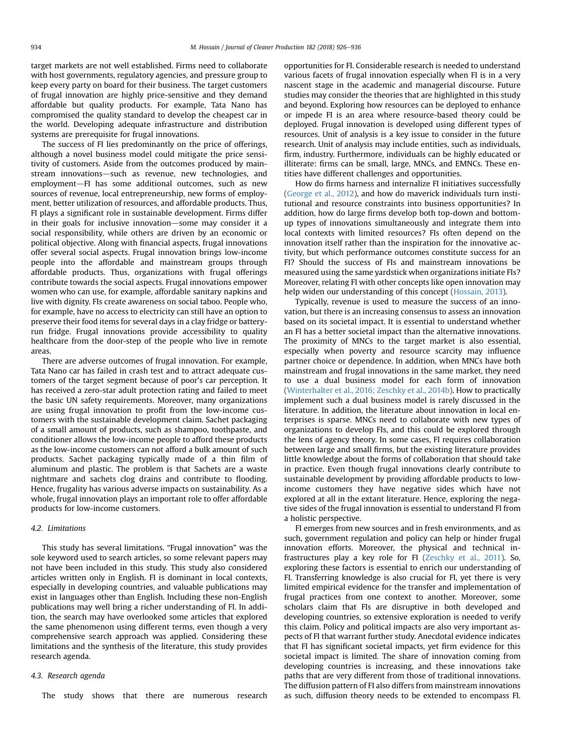target markets are not well established. Firms need to collaborate with host governments, regulatory agencies, and pressure group to keep every party on board for their business. The target customers of frugal innovation are highly price-sensitive and they demand affordable but quality products. For example, Tata Nano has compromised the quality standard to develop the cheapest car in the world. Developing adequate infrastructure and distribution systems are prerequisite for frugal innovations.

The success of FI lies predominantly on the price of offerings, although a novel business model could mitigate the price sensitivity of customers. Aside from the outcomes produced by mainstream innovations—such as revenue, new technologies, and employment—FI has some additional outcomes, such as new sources of revenue, local entrepreneurship, new forms of employment, better utilization of resources, and affordable products. Thus, FI plays a significant role in sustainable development. Firms differ in their goals for inclusive innovation—some may consider it a social responsibility, while others are driven by an economic or political objective. Along with financial aspects, frugal innovations offer several social aspects. Frugal innovation brings low-income people into the affordable and mainstream groups through affordable products. Thus, organizations with frugal offerings contribute towards the social aspects. Frugal innovations empower women who can use, for example, affordable sanitary napkins and live with dignity. FIs create awareness on social taboo. People who, for example, have no access to electricity can still have an option to preserve their food items for several days in a clay fridge or battery-run fridge. Frugal innovations provide accessibility to quality healthcare from the door-step of the people who live in remote areas.

There are adverse outcomes of frugal innovation. For example, Tata Nano car has failed in crash test and to attract adequate customers of the target segment because of poor's car perception. It has received a zero-star adult protection rating and failed to meet the basic UN safety requirements. Moreover, many organizations are using frugal innovation to profit from the low-income customers with the sustainable development claim. Sachet packaging of a small amount of products, such as shampoo, toothpaste, and conditioner allows the low-income people to afford these products as the low-income customers can not afford a bulk amount of such products. Sachet packaging typically made of a thin film of aluminum and plastic. The problem is that Sachets are a waste nightmare and sachets clog drains and contribute to flooding. Hence, frugality has various adverse impacts on sustainability. As a whole, frugal innovation plays an important role to offer affordable products for low-income customers.

### 4.2. Limitations

This study has several limitations. "Frugal innovation" was the sole keyword used to search articles, so some relevant papers may not have been included in this study. This study also considered articles written only in English. FI is dominant in local contexts, especially in developing countries, and valuable publications may exist in languages other than English. Including these non-English publications may well bring a richer understanding of FI. In addition, the search may have overlooked some articles that explored the same phenomenon using different terms, even though a very comprehensive search approach was applied. Considering these limitations and the synthesis of the literature, this study provides research agenda.

### 4.3. Research agenda

The study shows that there are numerous research opportunities for FI. Considerable research is needed to understand various facets of frugal innovation especially when FI is in a very nascent stage in the academic and managerial discourse. Future studies may consider the theories that are highlighted in this study and beyond. Exploring how resources can be deployed to enhance or impede FI is an area where resource-based theory could be deployed. Frugal innovation is developed using different types of resources. Unit of analysis is a key issue to consider in the future research. Unit of analysis may include entities, such as individuals, firm, industry. Furthermore, individuals can be highly educated or illiterate: firms can be small, large, MNCs, and EMNCs. These entities have different challenges and opportunities.

How do firms harness and internalize FI initiatives successfully (George et al., 2012), and how do maverick individuals turn institutional and resource constraints into business opportunities? In addition, how do large firms develop both top-down and bottom-up types of innovations simultaneously and integrate them into local contexts with limited resources? FIs often depend on the innovation itself rather than the inspiration for the innovative activity, but which performance outcomes constitute success for an FI? Should the success of FIs and mainstream innovations be measured using the same yardstick when organizations initiate FIs? Moreover, relating FI with other concepts like open innovation may help widen our understanding of this concept (Hossain, 2013).

Typically, revenue is used to measure the success of an innovation, but there is an increasing consensus to assess an innovation based on its societal impact. It is essential to understand whether an FI has a better societal impact than the alternative innovations. The proximity of MNCs to the target market is also essential, especially when poverty and resource scarcity may influence partner choice or dependence. In addition, when MNCs have both mainstream and frugal innovations in the same market, they need to use a dual business model for each form of innovation (Winterhalter et al., 2016; Zeschky et al., 2014b). How to practically implement such a dual business model is rarely discussed in the literature. In addition, the literature about innovation in local enterprises is sparse. MNCs need to collaborate with new types of organizations to develop FIs, and this could be explored through the lens of agency theory. In some cases, FI requires collaboration between large and small firms, but the existing literature provides little knowledge about the forms of collaboration that should take in practice. Even though frugal innovations clearly contribute to sustainable development by providing affordable products to low-income customers they have negative sides which have not explored at all in the extant literature. Hence, exploring the negative sides of the frugal innovation is essential to understand FI from a holistic perspective.

FI emerges from new sources and in fresh environments, and as such, government regulation and policy can help or hinder frugal innovation efforts. Moreover, the physical and technical infrastructures play a key role for FI (Zeschky et al., 2011). So, exploring these factors is essential to enrich our understanding of FI. Transferring knowledge is also crucial for FI, yet there is very limited empirical evidence for the transfer and implementation of frugal practices from one context to another. Moreover, some scholars claim that FIs are disruptive in both developed and developing countries, so extensive exploration is needed to verify this claim. Policy and political impacts are also very important aspects of FI that warrant further study. Anecdotal evidence indicates that FI has significant societal impacts, yet firm evidence for this societal impact is limited. The share of innovation coming from developing countries is increasing, and these innovations take paths that are very different from those of traditional innovations. The diffusion pattern of FI also differs from mainstream innovations as such, diffusion theory needs to be extended to encompass FI.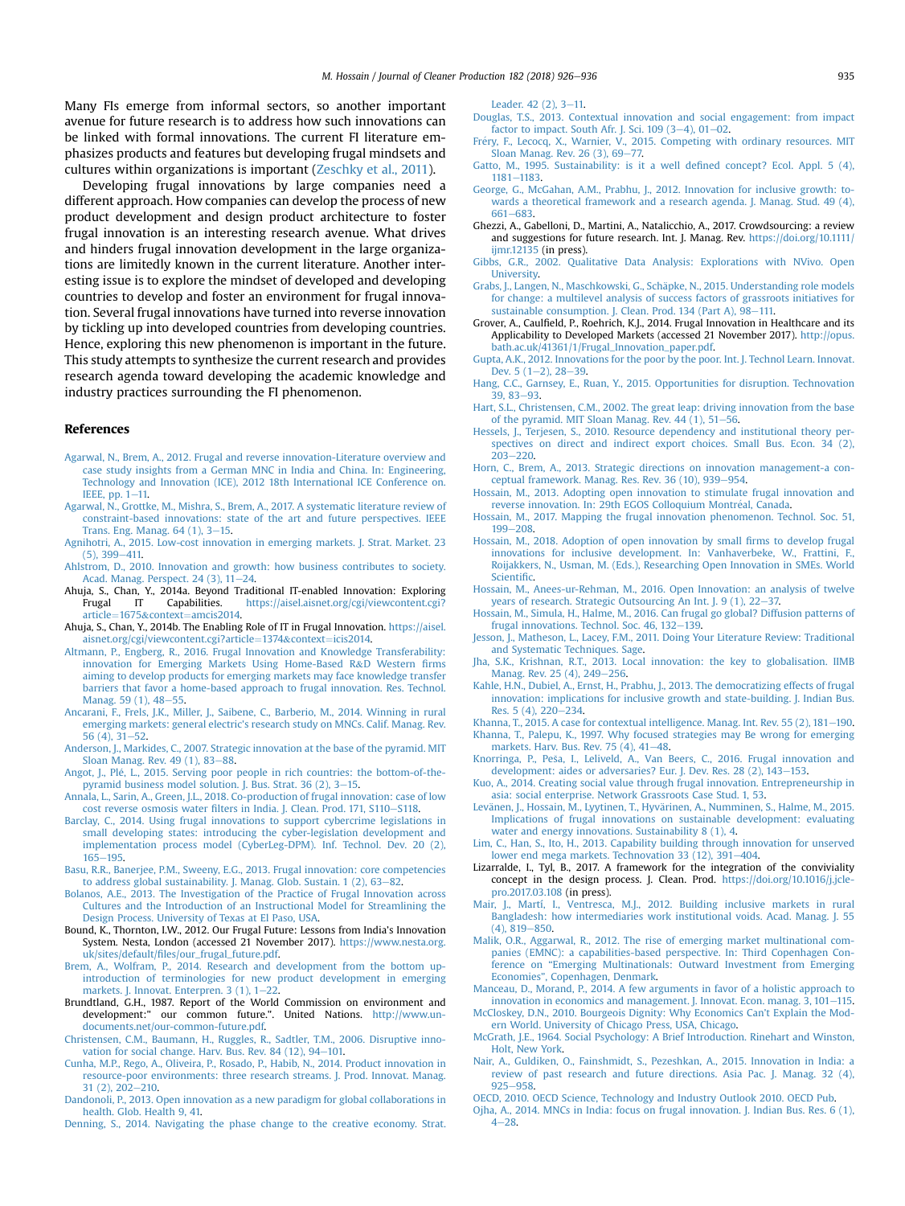Many FIs emerge from informal sectors, so another important avenue for future research is to address how such innovations can be linked with formal innovations. The current FI literature emphasizes products and features but developing frugal mindsets and cultures within organizations is important (Zeschky et al., 2011).

Developing frugal innovations by large companies need a different approach. How companies can develop the process of new product development and design product architecture to foster frugal innovation is an interesting research avenue. What drives and hinders frugal innovation development in the large organizations are limitedly known in the current literature. Another interesting issue is to explore the mindset of developed and developing countries to develop and foster an environment for frugal innovation. Several frugal innovations have turned into reverse innovation by tickling up into developed countries from developing countries. Hence, exploring this new phenomenon is important in the future. This study attempts to synthesize the current research and provides research agenda toward developing the academic knowledge and industry practices surrounding the FI phenomenon.

## References

Agarwal, N., Brem, A., 2012. Frugal and reverse innovation-Literature overview and case study insights from a German MNC in India and China. In: Engineering, Technology and Innovation (ICE), 2012 18th International ICE Conference on. IEEE, pp. 1–11.

Agarwal, N., Grottke, M., Mishra, S., Brem, A., 2017. A systematic literature review of constraint-based innovations: state of the art and future perspectives. IEEE Trans. Eng. Manag. 64 (1), 3–15.

Agnihotri, A., 2015. Low-cost innovation in emerging markets. J. Strat. Market. 23 (5), 399–411.

Ahlstrom, D., 2010. Innovation and growth: how business contributes to society. Acad. Manag. Perspect. 24 (3), 11–24.

Ahuja, S., Chan, Y., 2014a. Beyond Traditional IT-enabled Innovation: Exploring Frugal IT Capabilities. https://aisel.aisnet.org/cgi/viewcontent.cgi?article=1675&context=amcis2014.

Ahuja, S., Chan, Y., 2014b. The Enabling Role of IT in Frugal Innovation. https://aisel.aisnet.org/cgi/viewcontent.cgi?article=1374&context=icis2014.

Altmann, P., Engberg, R., 2016. Frugal Innovation and Knowledge Transferability: innovation for Emerging Markets Using Home-Based R&D Western firms aiming to develop products for emerging markets may face knowledge transfer barriers that favor a home-based approach to frugal innovation. Res. Technol. Manag. 59 (1), 48–55.

Ancarani, F., Frels, J.K., Miller, J., Saibene, C., Barberio, M., 2014. Winning in rural emerging markets: general electric's research study on MNCs. Calif. Manag. Rev. 56 (4), 31–52.

Anderson, J., Markides, C., 2007. Strategic innovation at the base of the pyramid. MIT Sloan Manag. Rev. 49 (1), 83–88.

Angot, J., Plé, L., 2015. Serving poor people in rich countries: the bottom-of-the-pyramid business model solution. J. Bus. Strat. 36 (2), 3–15.

Annala, L., Sarin, A., Green, J.L., 2018. Co-production of frugal innovation: case of low cost reverse osmosis water filters in India. J. Clean. Prod. 171, S110–S118.

Barclay, C., 2014. Using frugal innovations to support cybercrime legislations in small developing states: introducing the cyber-legislation development and implementation process model (CyberLeg-DPM). Inf. Technol. Dev. 20 (2), 165–195.

Basu, R.R., Banerjee, P.M., Sweeny, E.G., 2013. Frugal innovation: core competencies to address global sustainability. J. Manag. Glob. Sustain. 1 (2), 63–82.

Bolanos, A.E., 2013. The Investigation of the Practice of Frugal Innovation across Cultures and the Introduction of an Instructional Model for Streamlining the Design Process. University of Texas at El Paso, USA.

Bound, K., Thornton, I.W., 2012. Our Frugal Future: Lessons from India's Innovation System. Nesta, London (accessed 21 November 2017). https://www.nesta.org.uk/sites/default/files/our_frugal_future.pdf.

Brem, A., Wolfram, P., 2014. Research and development from the bottom up-introduction of terminologies for new product development in emerging markets. J. Innovat. Enterpren. 3 (1), 1–22.

Brundtland, G.H., 1987. Report of the World Commission on environment and development:" our common future.". United Nations. http://www.un-documents.net/our-common-future.pdf.

Christensen, C.M., Baumann, H., Ruggles, R., Sadtler, T.M., 2006. Disruptive innovation for social change. Harv. Bus. Rev. 84 (12), 94–101.

Cunha, M.P., Rego, A., Oliveira, P., Rosado, P., Habib, N., 2014. Product innovation in resource-poor environments: three research streams. J. Prod. Innovat. Manag. 31 (2), 202–210.

Dandonoli, P., 2013. Open innovation as a new paradigm for global collaborations in health. Glob. Health 9, 41.

Denning, S., 2014. Navigating the phase change to the creative economy. Strat. Leader. 42 (2), 3–11.

Douglas, T.S., 2013. Contextual innovation and social engagement: from impact factor to impact. South Afr. J. Sci. 109 (3–4), 01–02.

Fréry, F., Lecocq, X., Warnier, V., 2015. Competing with ordinary resources. MIT Sloan Manag. Rev. 26 (3), 69–77.

Gatto, M., 1995. Sustainability: is it a well defined concept? Ecol. Appl. 5 (4), 1181–1183.

George, G., McGahan, A.M., Prabhu, J., 2012. Innovation for inclusive growth: towards a theoretical framework and a research agenda. J. Manag. Stud. 49 (4), 661–683.

Ghezzi, A., Gabelloni, D., Martini, A., Natalicchio, A., 2017. Crowdsourcing: a review and suggestions for future research. Int. J. Manag. Rev. https://doi.org/10.1111/ijmr.12135 (in press).

Gibbs, G.R., 2002. Qualitative Data Analysis: Explorations with NVivo. Open University.

Grabs, J., Langen, N., Maschkowski, G., Schäpke, N., 2015. Understanding role models for change: a multilevel analysis of success factors of grassroots initiatives for sustainable consumption. J. Clean. Prod. 134 (Part A), 98–111.

Grover, A., Caulfield, P., Roehrich, K.J., 2014. Frugal Innovation in Healthcare and its Applicability to Developed Markets (accessed 21 November 2017). http://opus.bath.ac.uk/41361/1/Frugal_Innovation_paper.pdf.

Gupta, A.K., 2012. Innovations for the poor by the poor. Int. J. Technol Learn. Innovat. Dev. 5 (1–2), 28–39.

Hang, C.C., Garnsey, E., Ruan, Y., 2015. Opportunities for disruption. Technovation 39, 83–93.

Hart, S.L., Christensen, C.M., 2002. The great leap: driving innovation from the base of the pyramid. MIT Sloan Manag. Rev. 44 (1), 51–56.

Hessels, J., Terjesen, S., 2010. Resource dependency and institutional theory perspectives on direct and indirect export choices. Small Bus. Econ. 34 (2), 203–220.

Horn, C., Brem, A., 2013. Strategic directions on innovation management-a conceptual framework. Manag. Res. Rev. 36 (10), 939–954.

Hossain, M., 2013. Adopting open innovation to stimulate frugal innovation and reverse innovation. In: 29th EGOS Colloquium Montréal, Canada.

Hossain, M., 2017. Mapping the frugal innovation phenomenon. Technol. Soc. 51, 199–208.

Hossain, M., 2018. Adoption of open innovation by small firms to develop frugal innovations for inclusive development. In: Vanhaverbeke, W., Frattini, F., Roijakkers, N., Usman, M. (Eds.), Researching Open Innovation in SMEs. World Scientific.

Hossain, M., Anees-ur-Rehman, M., 2016. Open Innovation: an analysis of twelve years of research. Strategic Outsourcing An Int. J. 9 (1), 22–37.

Hossain, M., Simula, H., Halme, M., 2016. Can frugal go global? Diffusion patterns of frugal innovations. Technol. Soc. 46, 132–139.

Jesson, J., Matheson, L., Lacey, F.M., 2011. Doing Your Literature Review: Traditional and Systematic Techniques. Sage.

Jha, S.K., Krishnan, R.T., 2013. Local innovation: the key to globalisation. IIMB Manag. Rev. 25 (4), 249–256.

Kahle, H.N., Dubiel, A., Ernst, H., Prabhu, J., 2013. The democratizing effects of frugal innovation: implications for inclusive growth and state-building. J. Indian Bus. Res. 5 (4), 220–234.

Khanna, T., 2015. A case for contextual intelligence. Manag. Int. Rev. 55 (2), 181–190.

Khanna, T., Palepu, K., 1997. Why focused strategies may Be wrong for emerging markets. Harv. Bus. Rev. 75 (4), 41–48.

Knorringa, P., Peša, I., Leliveld, A., Van Beers, C., 2016. Frugal innovation and development: aides or adversaries? Eur. J. Dev. Res. 28 (2), 143–153.

Kuo, A., 2014. Creating social value through frugal innovation. Entrepreneurship in asia: social enterprise. Network Grassroots Case Stud. 1, 53.

Levänen, J., Hossain, M., Lyytinen, T., Hyvärinen, A., Numminen, S., Halme, M., 2015. Implications of frugal innovations on sustainable development: evaluating water and energy innovations. Sustainability 8 (1), 4.

Lim, C., Han, S., Ito, H., 2013. Capability building through innovation for unserved lower end mega markets. Technovation 33 (12), 391–404.

Lizarralde, I., Tyl, B., 2017. A framework for the integration of the conviviality concept in the design process. J. Clean. Prod. https://doi.org/10.1016/j.jclepro.2017.03.108 (in press).

Mair, J., Martí, I., Ventresca, M.J., 2012. Building inclusive markets in rural Bangladesh: how intermediaries work institutional voids. Acad. Manag. J. 55 (4), 819–850.

Malik, O.R., Aggarwal, R., 2012. The rise of emerging market multinational companies (EMNC): a capabilities-based perspective. In: Third Copenhagen Conference on "Emerging Multinationals: Outward Investment from Emerging Economies", Copenhagen, Denmark.

Manceau, D., Morand, P., 2014. A few arguments in favor of a holistic approach to innovation in economics and management. J. Innovat. Econ. manag. 3, 101–115.

McCloskey, D.N., 2010. Bourgeois Dignity: Why Economics Can't Explain the Modern World. University of Chicago Press, USA, Chicago.

McGrath, J.E., 1964. Social Psychology: A Brief Introduction. Rinehart and Winston, Holt, New York.

Nair, A., Guldiken, O., Fainshmidt, S., Pezeshkan, A., 2015. Innovation in India: a review of past research and future directions. Asia Pac. J. Manag. 32 (4), 925–958.

OECD, 2010. OECD Science, Technology and Industry Outlook 2010. OECD Pub.

Ojha, A., 2014. MNCs in India: focus on frugal innovation. J. Indian Bus. Res. 6 (1), 4–28.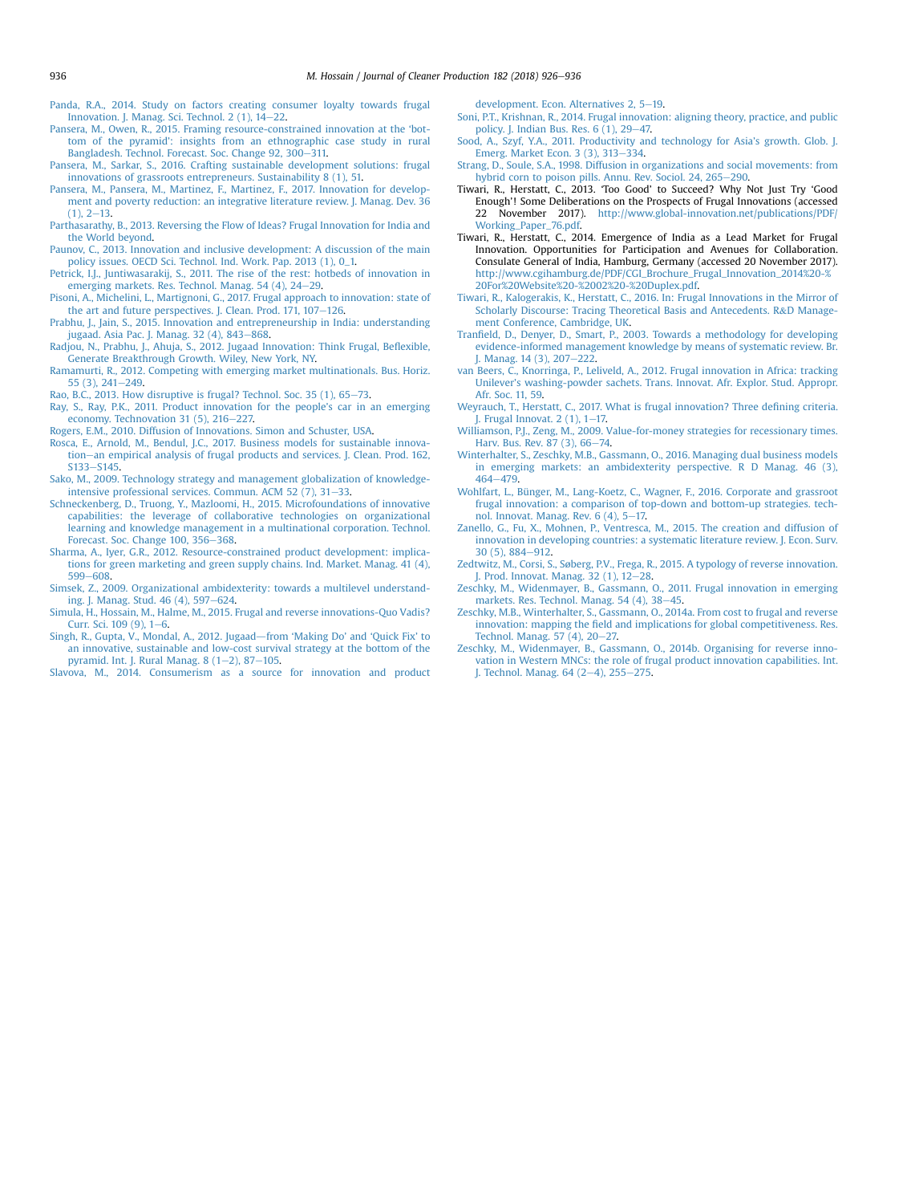Panda, R.A., 2014. Study on factors creating consumer loyalty towards frugal Innovation. J. Manag. Sci. Technol. 2 (1), 14–22.

Pansera, M., Owen, R., 2015. Framing resource-constrained innovation at the 'bottom of the pyramid': insights from an ethnographic case study in rural Bangladesh. Technol. Forecast. Soc. Change 92, 300–311.

Pansera, M., Sarkar, S., 2016. Crafting sustainable development solutions: frugal innovations of grassroots entrepreneurs. Sustainability 8 (1), 51.

Pansera, M., Pansera, M., Martinez, F., Martinez, F., 2017. Innovation for development and poverty reduction: an integrative literature review. J. Manag. Dev. 36 (1), 2–13.

Parthasarathy, B., 2013. Reversing the Flow of Ideas? Frugal Innovation for India and the World beyond.

Paunov, C., 2013. Innovation and inclusive development: A discussion of the main policy issues. OECD Sci. Technol. Ind. Work. Pap. 2013 (1), 0_1.

Petrick, I.J., Juntiwasarakij, S., 2011. The rise of the rest: hotbeds of innovation in emerging markets. Res. Technol. Manag. 54 (4), 24–29.

Pisoni, A., Michelini, L., Martignoni, G., 2017. Frugal approach to innovation: state of the art and future perspectives. J. Clean. Prod. 171, 107–126.

Prabhu, J., Jain, S., 2015. Innovation and entrepreneurship in India: understanding jugaad. Asia Pac. J. Manag. 32 (4), 843–868.

Radjou, N., Prabhu, J., Ahuja, S., 2012. Jugaad Innovation: Think Frugal, Beflexible, Generate Breakthrough Growth. Wiley, New York, NY.

Ramamurti, R., 2012. Competing with emerging market multinationals. Bus. Horiz. 55 (3), 241–249.

Rao, B.C., 2013. How disruptive is frugal? Technol. Soc. 35 (1), 65–73.

Ray, S., Ray, P.K., 2011. Product innovation for the people's car in an emerging economy. Technovation 31 (5), 216–227.

Rogers, E.M., 2010. Diffusion of Innovations. Simon and Schuster, USA.

Rosca, E., Arnold, M., Bendul, J.C., 2017. Business models for sustainable innovation–an empirical analysis of frugal products and services. J. Clean. Prod. 162, S133–S145.

Sako, M., 2009. Technology strategy and management globalization of knowledge-intensive professional services. Commun. ACM 52 (7), 31–33.

Schneckenberg, D., Truong, Y., Mazloomi, H., 2015. Microfoundations of innovative capabilities: the leverage of collaborative technologies on organizational learning and knowledge management in a multinational corporation. Technol. Forecast. Soc. Change 100, 356–368.

Sharma, A., Iyer, G.R., 2012. Resource-constrained product development: implications for green marketing and green supply chains. Ind. Market. Manag. 41 (4), 599–608.

Simsek, Z., 2009. Organizational ambidexterity: towards a multilevel understanding. J. Manag. Stud. 46 (4), 597–624.

Simula, H., Hossain, M., Halme, M., 2015. Frugal and reverse innovations-Quo Vadis? Curr. Sci. 109 (9), 1–6.

Singh, R., Gupta, V., Mondal, A., 2012. Jugaad—from 'Making Do' and 'Quick Fix' to an innovative, sustainable and low-cost survival strategy at the bottom of the pyramid. Int. J. Rural Manag. 8 (1–2), 87–105.

Slavova, M., 2014. Consumerism as a source for innovation and product development. Econ. Alternatives 2, 5–19.

Soni, P.T., Krishnan, R., 2014. Frugal innovation: aligning theory, practice, and public policy. J. Indian Bus. Res. 6 (1), 29–47.

Sood, A., Szyf, Y.A., 2011. Productivity and technology for Asia's growth. Glob. J. Emerg. Market Econ. 3 (3), 313–334.

Strang, D., Soule, S.A., 1998. Diffusion in organizations and social movements: from hybrid corn to poison pills. Annu. Rev. Sociol. 24, 265–290.

Tiwari, R., Herstatt, C., 2013. 'Too Good' to Succeed? Why Not Just Try 'Good Enough'! Some Deliberations on the Prospects of Frugal Innovations (accessed 22 November 2017). http://www.global-innovation.net/publications/PDF/Working_Paper_76.pdf.

Tiwari, R., Herstatt, C., 2014. Emergence of India as a Lead Market for Frugal Innovation. Opportunities for Participation and Avenues for Collaboration. Consulate General of India, Hamburg, Germany (accessed 20 November 2017). http://www.cgihamburg.de/PDF/CGI_Brochure_Frugal_Innovation_2014%20-%20For%20Website%20-%2002%20-%20Duplex.pdf.

Tiwari, R., Kalogerakis, K., Herstatt, C., 2016. In: Frugal Innovations in the Mirror of Scholarly Discourse: Tracing Theoretical Basis and Antecedents. R&D Management Conference, Cambridge, UK.

Tranfield, D., Denyer, D., Smart, P., 2003. Towards a methodology for developing evidence-informed management knowledge by means of systematic review. Br. J. Manag. 14 (3), 207–222.

van Beers, C., Knorringa, P., Leliveld, A., 2012. Frugal innovation in Africa: tracking Unilever's washing-powder sachets. Trans. Innovat. Afr. Explor. Stud. Appropr. Afr. Soc. 11, 59.

Weyrauch, T., Herstatt, C., 2017. What is frugal innovation? Three defining criteria. J. Frugal Innovat. 2 (1), 1–17.

Williamson, P.J., Zeng, M., 2009. Value-for-money strategies for recessionary times. Harv. Bus. Rev. 87 (3), 66–74.

Winterhalter, S., Zeschky, M.B., Gassmann, O., 2016. Managing dual business models in emerging markets: an ambidexterity perspective. R D Manag. 46 (3), 464–479.

Wohlfart, L., Bünger, M., Lang-Koetz, C., Wagner, F., 2016. Corporate and grassroot frugal innovation: a comparison of top-down and bottom-up strategies. technol. Innovat. Manag. Rev. 6 (4), 5–17.

Zanello, G., Fu, X., Mohnen, P., Ventresca, M., 2015. The creation and diffusion of innovation in developing countries: a systematic literature review. J. Econ. Surv. 30 (5), 884–912.

Zedtwitz, M., Corsi, S., Søberg, P.V., Frega, R., 2015. A typology of reverse innovation. J. Prod. Innovat. Manag. 32 (1), 12–28.

Zeschky, M., Widenmayer, B., Gassmann, O., 2011. Frugal innovation in emerging markets. Res. Technol. Manag. 54 (4), 38–45.

Zeschky, M.B., Winterhalter, S., Gassmann, O., 2014a. From cost to frugal and reverse innovation: mapping the field and implications for global competitiveness. Res. Technol. Manag. 57 (4), 20–27.

Zeschky, M., Widenmayer, B., Gassmann, O., 2014b. Organising for reverse innovation in Western MNCs: the role of frugal product innovation capabilities. Int. J. Technol. Manag. 64 (2–4), 255–275.